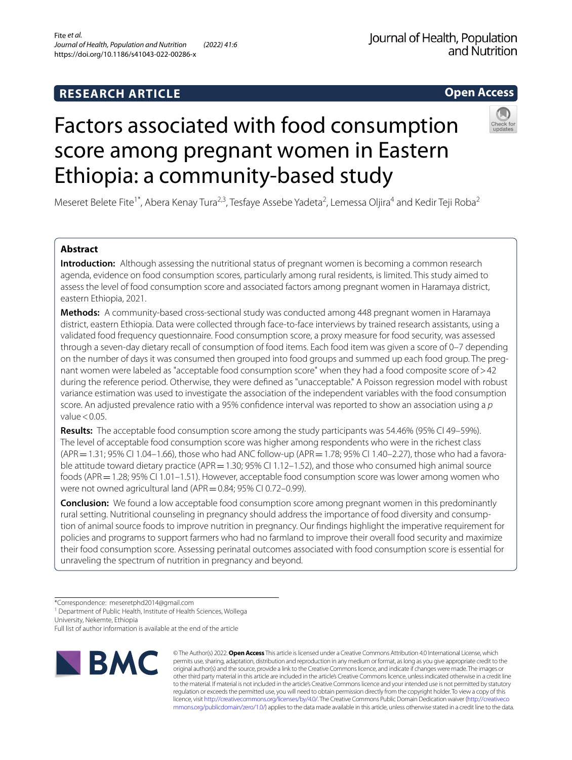**RESEARCH ARTICLE**

**Open Access**

# Factors associated with food consumption score among pregnant women in Eastern Ethiopia: a community-based study

Meseret Belete Fite[1*], Abera Kenay Tura[2,3], Tesfaye Assebe Yadeta[2], Lemessa Oljira[4] and Kedir Teji Roba[2]

## Abstract

**Introduction:** Although assessing the nutritional status of pregnant women is becoming a common research agenda, evidence on food consumption scores, particularly among rural residents, is limited. This study aimed to assess the level of food consumption score and associated factors among pregnant women in Haramaya district, eastern Ethiopia, 2021.

**Methods:** A community-based cross-sectional study was conducted among 448 pregnant women in Haramaya district, eastern Ethiopia. Data were collected through face-to-face interviews by trained research assistants, using a validated food frequency questionnaire. Food consumption score, a proxy measure for food security, was assessed through a seven-day dietary recall of consumption of food items. Each food item was given a score of 0–7 depending on the number of days it was consumed then grouped into food groups and summed up each food group. The pregnant women were labeled as "acceptable food consumption score" when they had a food composite score of > 42 during the reference period. Otherwise, they were defined as "unacceptable." A Poisson regression model with robust variance estimation was used to investigate the association of the independent variables with the food consumption score. An adjusted prevalence ratio with a 95% confidence interval was reported to show an association using a $p$ value < 0.05.

**Results:** The acceptable food consumption score among the study participants was 54.46% (95% CI 49–59%). The level of acceptable food consumption score was higher among respondents who were in the richest class (APR = 1.31; 95% CI 1.04–1.66), those who had ANC follow-up (APR = 1.78; 95% CI 1.40–2.27), those who had a favorable attitude toward dietary practice (APR = 1.30; 95% CI 1.12–1.52), and those who consumed high animal source foods (APR = 1.28; 95% CI 1.01–1.51). However, acceptable food consumption score was lower among women who were not owned agricultural land (APR = 0.84; 95% CI 0.72–0.99).

**Conclusion:** We found a low acceptable food consumption score among pregnant women in this predominantly rural setting. Nutritional counseling in pregnancy should address the importance of food diversity and consumption of animal source foods to improve nutrition in pregnancy. Our findings highlight the imperative requirement for policies and programs to support farmers who had no farmland to improve their overall food security and maximize their food consumption score. Assessing perinatal outcomes associated with food consumption score is essential for unraveling the spectrum of nutrition in pregnancy and beyond.

*Correspondence: meseretphd2014@gmail.com
[1] Department of Public Health, Institute of Health Sciences, Wollega University, Nekemte, Ethiopia
Full list of author information is available at the end of the article

© The Author(s) 2022. **Open Access** This article is licensed under a Creative Commons Attribution 4.0 International License, which permits use, sharing, adaptation, distribution and reproduction in any medium or format, as long as you give appropriate credit to the original author(s) and the source, provide a link to the Creative Commons licence, and indicate if changes were made. The images or other third party material in this article are included in the article's Creative Commons licence, unless indicated otherwise in a credit line to the material. If material is not included in the article's Creative Commons licence and your intended use is not permitted by statutory regulation or exceeds the permitted use, you will need to obtain permission directly from the copyright holder. To view a copy of this licence, visit http://creativecommons.org/licenses/by/4.0/. The Creative Commons Public Domain Dedication waiver (http://creativecommons.org/publicdomain/zero/1.0/) applies to the data made available in this article, unless otherwise stated in a credit line to the data.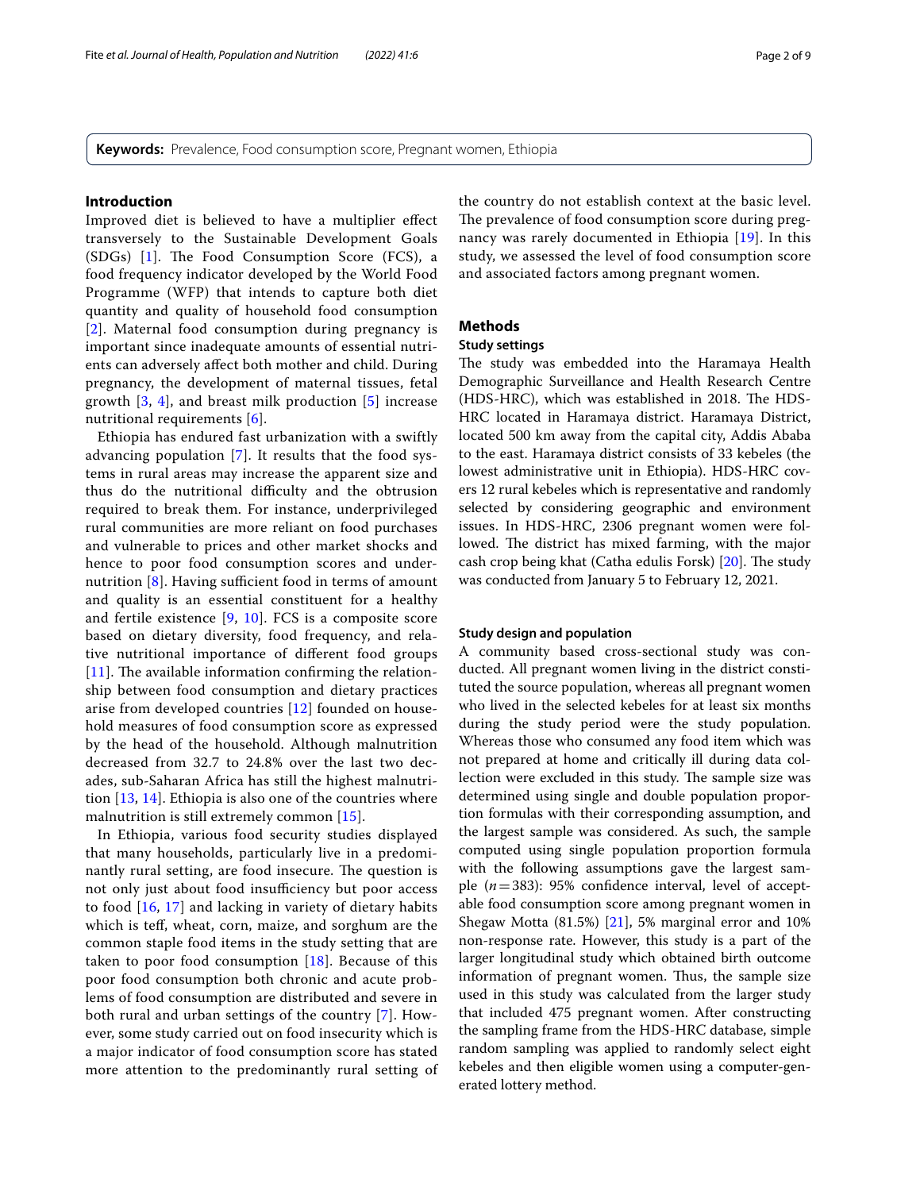**Keywords:** Prevalence, Food consumption score, Pregnant women, Ethiopia

## Introduction

Improved diet is believed to have a multiplier effect transversely to the Sustainable Development Goals (SDGs) [1]. The Food Consumption Score (FCS), a food frequency indicator developed by the World Food Programme (WFP) that intends to capture both diet quantity and quality of household food consumption [2]. Maternal food consumption during pregnancy is important since inadequate amounts of essential nutrients can adversely affect both mother and child. During pregnancy, the development of maternal tissues, fetal growth [3, 4], and breast milk production [5] increase nutritional requirements [6].

Ethiopia has endured fast urbanization with a swiftly advancing population [7]. It results that the food systems in rural areas may increase the apparent size and thus do the nutritional difficulty and the obtrusion required to break them. For instance, underprivileged rural communities are more reliant on food purchases and vulnerable to prices and other market shocks and hence to poor food consumption scores and undernutrition [8]. Having sufficient food in terms of amount and quality is an essential constituent for a healthy and fertile existence [9, 10]. FCS is a composite score based on dietary diversity, food frequency, and relative nutritional importance of different food groups [11]. The available information confirming the relationship between food consumption and dietary practices arise from developed countries [12] founded on household measures of food consumption score as expressed by the head of the household. Although malnutrition decreased from 32.7 to 24.8% over the last two decades, sub-Saharan Africa has still the highest malnutrition [13, 14]. Ethiopia is also one of the countries where malnutrition is still extremely common [15].

In Ethiopia, various food security studies displayed that many households, particularly live in a predominantly rural setting, are food insecure. The question is not only just about food insufficiency but poor access to food [16, 17] and lacking in variety of dietary habits which is teff, wheat, corn, maize, and sorghum are the common staple food items in the study setting that are taken to poor food consumption [18]. Because of this poor food consumption both chronic and acute problems of food consumption are distributed and severe in both rural and urban settings of the country [7]. However, some study carried out on food insecurity which is a major indicator of food consumption score has stated more attention to the predominantly rural setting of the country do not establish context at the basic level. The prevalence of food consumption score during pregnancy was rarely documented in Ethiopia [19]. In this study, we assessed the level of food consumption score and associated factors among pregnant women.

## Methods

### Study settings

The study was embedded into the Haramaya Health Demographic Surveillance and Health Research Centre (HDS-HRC), which was established in 2018. The HDS-HRC located in Haramaya district. Haramaya District, located 500 km away from the capital city, Addis Ababa to the east. Haramaya district consists of 33 kebeles (the lowest administrative unit in Ethiopia). HDS-HRC covers 12 rural kebeles which is representative and randomly selected by considering geographic and environment issues. In HDS-HRC, 2306 pregnant women were followed. The district has mixed farming, with the major cash crop being khat (Catha edulis Forsk) [20]. The study was conducted from January 5 to February 12, 2021.

### Study design and population

A community based cross-sectional study was conducted. All pregnant women living in the district constituted the source population, whereas all pregnant women who lived in the selected kebeles for at least six months during the study period were the study population. Whereas those who consumed any food item which was not prepared at home and critically ill during data collection were excluded in this study. The sample size was determined using single and double population proportion formulas with their corresponding assumption, and the largest sample was considered. As such, the sample computed using single population proportion formula with the following assumptions gave the largest sample ($n = 383$): 95% confidence interval, level of acceptable food consumption score among pregnant women in Shegaw Motta (81.5%) [21], 5% marginal error and 10% non-response rate. However, this study is a part of the larger longitudinal study which obtained birth outcome information of pregnant women. Thus, the sample size used in this study was calculated from the larger study that included 475 pregnant women. After constructing the sampling frame from the HDS-HRC database, simple random sampling was applied to randomly select eight kebeles and then eligible women using a computer-generated lottery method.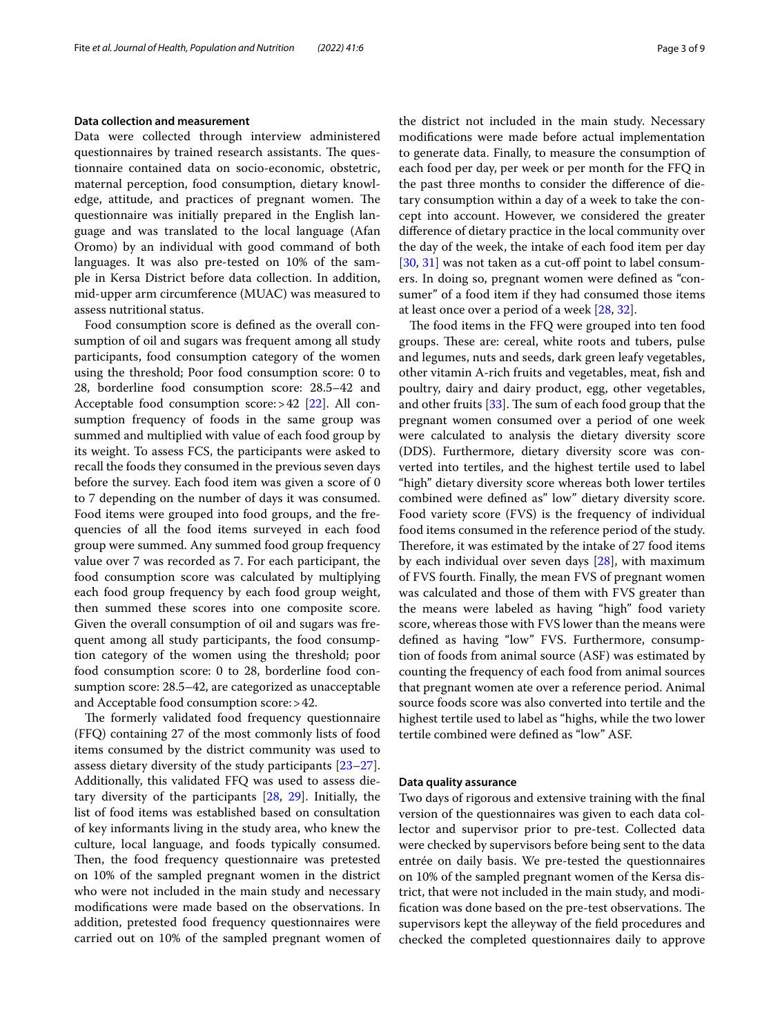### Data collection and measurement

Data were collected through interview administered questionnaires by trained research assistants. The questionnaire contained data on socio-economic, obstetric, maternal perception, food consumption, dietary knowledge, attitude, and practices of pregnant women. The questionnaire was initially prepared in the English language and was translated to the local language (Afan Oromo) by an individual with good command of both languages. It was also pre-tested on 10% of the sample in Kersa District before data collection. In addition, mid-upper arm circumference (MUAC) was measured to assess nutritional status.

Food consumption score is defined as the overall consumption of oil and sugars was frequent among all study participants, food consumption category of the women using the threshold; Poor food consumption score: 0 to 28, borderline food consumption score: 28.5–42 and Acceptable food consumption score: > 42 [22]. All consumption frequency of foods in the same group was summed and multiplied with value of each food group by its weight. To assess FCS, the participants were asked to recall the foods they consumed in the previous seven days before the survey. Each food item was given a score of 0 to 7 depending on the number of days it was consumed. Food items were grouped into food groups, and the frequencies of all the food items surveyed in each food group were summed. Any summed food group frequency value over 7 was recorded as 7. For each participant, the food consumption score was calculated by multiplying each food group frequency by each food group weight, then summed these scores into one composite score. Given the overall consumption of oil and sugars was frequent among all study participants, the food consumption category of the women using the threshold; poor food consumption score: 0 to 28, borderline food consumption score: 28.5–42, are categorized as unacceptable and Acceptable food consumption score: > 42.

The formerly validated food frequency questionnaire (FFQ) containing 27 of the most commonly lists of food items consumed by the district community was used to assess dietary diversity of the study participants [23–27]. Additionally, this validated FFQ was used to assess dietary diversity of the participants [28, 29]. Initially, the list of food items was established based on consultation of key informants living in the study area, who knew the culture, local language, and foods typically consumed. Then, the food frequency questionnaire was pretested on 10% of the sampled pregnant women in the district who were not included in the main study and necessary modifications were made based on the observations. In addition, pretested food frequency questionnaires were carried out on 10% of the sampled pregnant women of the district not included in the main study. Necessary modifications were made before actual implementation to generate data. Finally, to measure the consumption of each food per day, per week or per month for the FFQ in the past three months to consider the difference of dietary consumption within a day of a week to take the concept into account. However, we considered the greater difference of dietary practice in the local community over the day of the week, the intake of each food item per day [30, 31] was not taken as a cut-off point to label consumers. In doing so, pregnant women were defined as "consumer" of a food item if they had consumed those items at least once over a period of a week [28, 32].

The food items in the FFQ were grouped into ten food groups. These are: cereal, white roots and tubers, pulse and legumes, nuts and seeds, dark green leafy vegetables, other vitamin A-rich fruits and vegetables, meat, fish and poultry, dairy and dairy product, egg, other vegetables, and other fruits [33]. The sum of each food group that the pregnant women consumed over a period of one week were calculated to analysis the dietary diversity score (DDS). Furthermore, dietary diversity score was converted into tertiles, and the highest tertile used to label "high" dietary diversity score whereas both lower tertiles combined were defined as" low" dietary diversity score. Food variety score (FVS) is the frequency of individual food items consumed in the reference period of the study. Therefore, it was estimated by the intake of 27 food items by each individual over seven days [28], with maximum of FVS fourth. Finally, the mean FVS of pregnant women was calculated and those of them with FVS greater than the means were labeled as having "high" food variety score, whereas those with FVS lower than the means were defined as having "low" FVS. Furthermore, consumption of foods from animal source (ASF) was estimated by counting the frequency of each food from animal sources that pregnant women ate over a reference period. Animal source foods score was also converted into tertile and the highest tertile used to label as "highs, while the two lower tertile combined were defined as "low" ASF.

### Data quality assurance

Two days of rigorous and extensive training with the final version of the questionnaires was given to each data collector and supervisor prior to pre-test. Collected data were checked by supervisors before being sent to the data entrée on daily basis. We pre-tested the questionnaires on 10% of the sampled pregnant women of the Kersa district, that were not included in the main study, and modification was done based on the pre-test observations. The supervisors kept the alleyway of the field procedures and checked the completed questionnaires daily to approve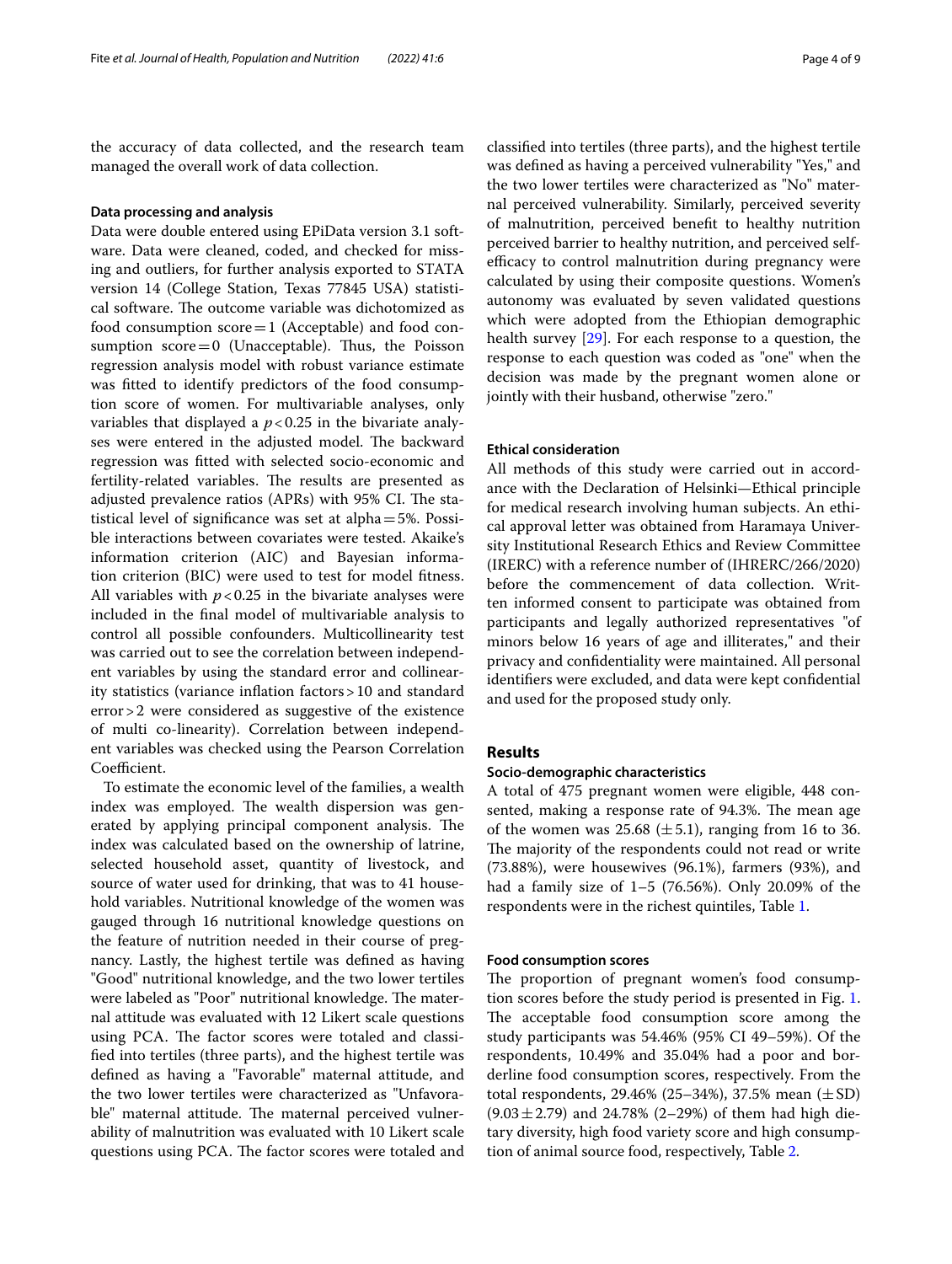the accuracy of data collected, and the research team managed the overall work of data collection.

### Data processing and analysis

Data were double entered using EPiData version 3.1 software. Data were cleaned, coded, and checked for missing and outliers, for further analysis exported to STATA version 14 (College Station, Texas 77845 USA) statistical software. The outcome variable was dichotomized as food consumption score = 1 (Acceptable) and food consumption score = 0 (Unacceptable). Thus, the Poisson regression analysis model with robust variance estimate was fitted to identify predictors of the food consumption score of women. For multivariable analyses, only variables that displayed a $p < 0.25$ in the bivariate analyses were entered in the adjusted model. The backward regression was fitted with selected socio-economic and fertility-related variables. The results are presented as adjusted prevalence ratios (APRs) with 95% CI. The statistical level of significance was set at alpha = 5%. Possible interactions between covariates were tested. Akaike's information criterion (AIC) and Bayesian information criterion (BIC) were used to test for model fitness. All variables with $p < 0.25$ in the bivariate analyses were included in the final model of multivariable analysis to control all possible confounders. Multicollinearity test was carried out to see the correlation between independent variables by using the standard error and collinearity statistics (variance inflation factors > 10 and standard error > 2 were considered as suggestive of the existence of multi co-linearity). Correlation between independent variables was checked using the Pearson Correlation Coefficient.

To estimate the economic level of the families, a wealth index was employed. The wealth dispersion was generated by applying principal component analysis. The index was calculated based on the ownership of latrine, selected household asset, quantity of livestock, and source of water used for drinking, that was to 41 household variables. Nutritional knowledge of the women was gauged through 16 nutritional knowledge questions on the feature of nutrition needed in their course of pregnancy. Lastly, the highest tertile was defined as having "Good" nutritional knowledge, and the two lower tertiles were labeled as "Poor" nutritional knowledge. The maternal attitude was evaluated with 12 Likert scale questions using PCA. The factor scores were totaled and classified into tertiles (three parts), and the highest tertile was defined as having a "Favorable" maternal attitude, and the two lower tertiles were characterized as "Unfavorable" maternal attitude. The maternal perceived vulnerability of malnutrition was evaluated with 10 Likert scale questions using PCA. The factor scores were totaled and classified into tertiles (three parts), and the highest tertile was defined as having a perceived vulnerability "Yes," and the two lower tertiles were characterized as "No" maternal perceived vulnerability. Similarly, perceived severity of malnutrition, perceived benefit to healthy nutrition perceived barrier to healthy nutrition, and perceived self-efficacy to control malnutrition during pregnancy were calculated by using their composite questions. Women's autonomy was evaluated by seven validated questions which were adopted from the Ethiopian demographic health survey [29]. For each response to a question, the response to each question was coded as "one" when the decision was made by the pregnant women alone or jointly with their husband, otherwise "zero."

### Ethical consideration

All methods of this study were carried out in accordance with the Declaration of Helsinki—Ethical principle for medical research involving human subjects. An ethical approval letter was obtained from Haramaya University Institutional Research Ethics and Review Committee (IRERC) with a reference number of (IHRERC/266/2020) before the commencement of data collection. Written informed consent to participate was obtained from participants and legally authorized representatives "of minors below 16 years of age and illiterates," and their privacy and confidentiality were maintained. All personal identifiers were excluded, and data were kept confidential and used for the proposed study only.

## Results

### Socio-demographic characteristics

A total of 475 pregnant women were eligible, 448 consented, making a response rate of 94.3%. The mean age of the women was 25.68 ($\pm 5.1$), ranging from 16 to 36. The majority of the respondents could not read or write (73.88%), were housewives (96.1%), farmers (93%), and had a family size of 1–5 (76.56%). Only 20.09% of the respondents were in the richest quintiles, Table 1.

### Food consumption scores

The proportion of pregnant women's food consumption scores before the study period is presented in Fig. 1. The acceptable food consumption score among the study participants was 54.46% (95% CI 49–59%). Of the respondents, 10.49% and 35.04% had a poor and borderline food consumption scores, respectively. From the total respondents, 29.46% (25–34%), 37.5% mean ($\pm$SD) ($9.03 \pm 2.79$) and 24.78% (2–29%) of them had high dietary diversity, high food variety score and high consumption of animal source food, respectively, Table 2.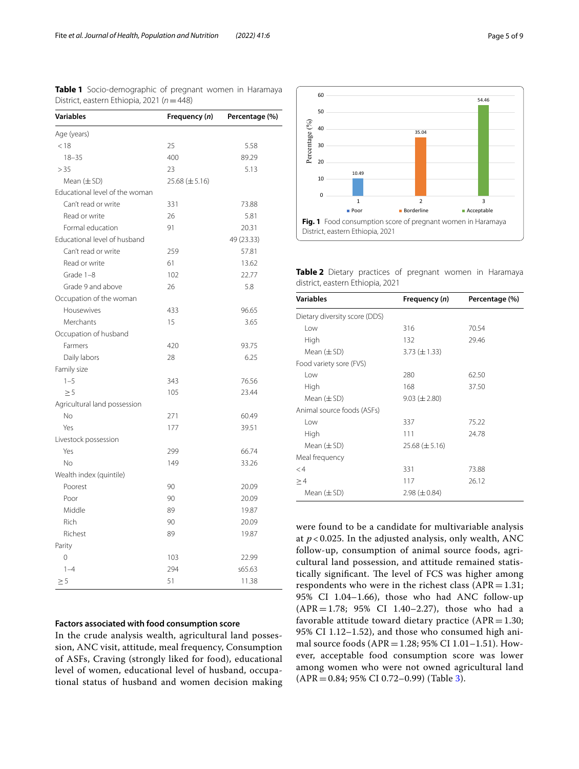**Table 1** Socio-demographic of pregnant women in Haramaya District, eastern Ethiopia, 2021 ($n = 448$)

| Variables | Frequency (*n*) | Percentage (%) |
|---|---|---|
| Age (years) | | |
| < 18 | 25 | 5.58 |
| 18–35 | 400 | 89.29 |
| > 35 | 23 | 5.13 |
| Mean (± SD) | 25.68 (± 5.16) | |
| Educational level of the woman | | |
| Can't read or write | 331 | 73.88 |
| Read or write | 26 | 5.81 |
| Formal education | 91 | 20.31 |
| Educational level of husband | | 49 (23.33) |
| Can't read or write | 259 | 57.81 |
| Read or write | 61 | 13.62 |
| Grade 1–8 | 102 | 22.77 |
| Grade 9 and above | 26 | 5.8 |
| Occupation of the woman | | |
| Housewives | 433 | 96.65 |
| Merchants | 15 | 3.65 |
| Occupation of husband | | |
| Farmers | 420 | 93.75 |
| Daily labors | 28 | 6.25 |
| Family size | | |
| 1–5 | 343 | 76.56 |
| ≥ 5 | 105 | 23.44 |
| Agricultural land possession | | |
| No | 271 | 60.49 |
| Yes | 177 | 39.51 |
| Livestock possession | | |
| Yes | 299 | 66.74 |
| No | 149 | 33.26 |
| Wealth index (quintile) | | |
| Poorest | 90 | 20.09 |
| Poor | 90 | 20.09 |
| Middle | 89 | 19.87 |
| Rich | 90 | 20.09 |
| Richest | 89 | 19.87 |
| Parity | | |
| 0 | 103 | 22.99 |
| 1–4 | 294 | s65.63 |
| ≥ 5 | 51 | 11.38 |

**Fig. 1** Food consumption score of pregnant women in Haramaya District, eastern Ethiopia, 2021

**Table 2** Dietary practices of pregnant women in Haramaya district, eastern Ethiopia, 2021

| Variables | Frequency (*n*) | Percentage (%) |
|---|---|---|
| Dietary diversity score (DDS) | | |
| Low | 316 | 70.54 |
| High | 132 | 29.46 |
| Mean (± SD) | 3.73 (± 1.33) | |
| Food variety sore (FVS) | | |
| Low | 280 | 62.50 |
| High | 168 | 37.50 |
| Mean (± SD) | 9.03 (± 2.80) | |
| Animal source foods (ASFs) | | |
| Low | 337 | 75.22 |
| High | 111 | 24.78 |
| Mean (± SD) | 25.68 (± 5.16) | |
| Meal frequency | | |
| < 4 | 331 | 73.88 |
| ≥ 4 | 117 | 26.12 |
| Mean (± SD) | 2.98 (± 0.84) | |

### Factors associated with food consumption score

In the crude analysis wealth, agricultural land possession, ANC visit, attitude, meal frequency, Consumption of ASFs, Craving (strongly liked for food), educational level of women, educational level of husband, occupational status of husband and women decision making were found to be a candidate for multivariable analysis at $p < 0.025$. In the adjusted analysis, only wealth, ANC follow-up, consumption of animal source foods, agricultural land possession, and attitude remained statistically significant. The level of FCS was higher among respondents who were in the richest class (APR = 1.31; 95% CI 1.04–1.66), those who had ANC follow-up (APR = 1.78; 95% CI 1.40–2.27), those who had a favorable attitude toward dietary practice (APR = 1.30; 95% CI 1.12–1.52), and those who consumed high animal source foods (APR = 1.28; 95% CI 1.01–1.51). However, acceptable food consumption score was lower among women who were not owned agricultural land (APR = 0.84; 95% CI 0.72–0.99) (Table 3).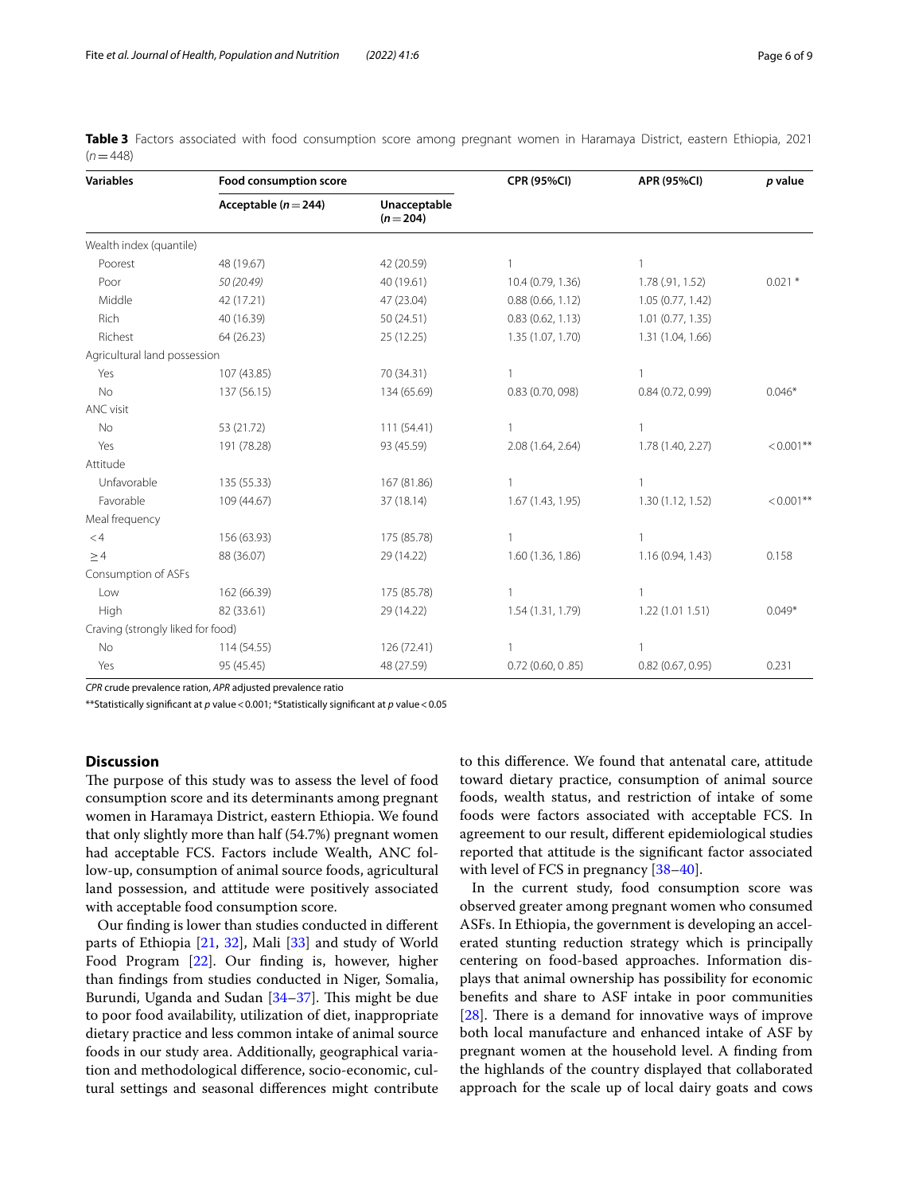**Table 3** Factors associated with food consumption score among pregnant women in Haramaya District, eastern Ethiopia, 2021 ($n = 448$)

| Variables | Food consumption score | | CPR (95%CI) | APR (95%CI) | *p* value |
|---|---|---|---|---|---|
| | Acceptable ($n = 244$) | Unacceptable ($n = 204$) | | | |
| Wealth index (quantile) | | | | | |
| Poorest | 48 (19.67) | 42 (20.59) | 1 | 1 | |
| Poor | *50 (20.49)* | 40 (19.61) | 10.4 (0.79, 1.36) | 1.78 (.91, 1.52) | 0.021 * |
| Middle | 42 (17.21) | 47 (23.04) | 0.88 (0.66, 1.12) | 1.05 (0.77, 1.42) | |
| Rich | 40 (16.39) | 50 (24.51) | 0.83 (0.62, 1.13) | 1.01 (0.77, 1.35) | |
| Richest | 64 (26.23) | 25 (12.25) | 1.35 (1.07, 1.70) | 1.31 (1.04, 1.66) | |
| Agricultural land possesion | | | | | |
| Yes | 107 (43.85) | 70 (34.31) | 1 | 1 | |
| No | 137 (56.15) | 134 (65.69) | 0.83 (0.70, 098) | 0.84 (0.72, 0.99) | 0.046* |
| ANC visit | | | | | |
| No | 53 (21.72) | 111 (54.41) | 1 | 1 | |
| Yes | 191 (78.28) | 93 (45.59) | 2.08 (1.64, 2.64) | 1.78 (1.40, 2.27) | < 0.001** |
| Attitude | | | | | |
| Unfavorable | 135 (55.33) | 167 (81.86) | 1 | 1 | |
| Favorable | 109 (44.67) | 37 (18.14) | 1.67 (1.43, 1.95) | 1.30 (1.12, 1.52) | < 0.001** |
| Meal frequency | | | | | |
| < 4 | 156 (63.93) | 175 (85.78) | 1 | 1 | |
| ≥ 4 | 88 (36.07) | 29 (14.22) | 1.60 (1.36, 1.86) | 1.16 (0.94, 1.43) | 0.158 |
| Consumption of ASFs | | | | | |
| Low | 162 (66.39) | 175 (85.78) | 1 | 1 | |
| High | 82 (33.61) | 29 (14.22) | 1.54 (1.31, 1.79) | 1.22 (1.01 1.51) | 0.049* |
| Craving (strongly liked for food) | | | | | |
| No | 114 (54.55) | 126 (72.41) | 1 | 1 | |
| Yes | 95 (45.45) | 48 (27.59) | 0.72 (0.60, 0 .85) | 0.82 (0.67, 0.95) | 0.231 |

*CPR* crude prevalence ration, *APR* adjusted prevalence ratio

**Statistically significant at *p* value < 0.001; *Statistically significant at *p* value < 0.05

## Discussion

The purpose of this study was to assess the level of food consumption score and its determinants among pregnant women in Haramaya District, eastern Ethiopia. We found that only slightly more than half (54.7%) pregnant women had acceptable FCS. Factors include Wealth, ANC follow-up, consumption of animal source foods, agricultural land possession, and attitude were positively associated with acceptable food consumption score.

Our finding is lower than studies conducted in different parts of Ethiopia [21, 32], Mali [33] and study of World Food Program [22]. Our finding is, however, higher than findings from studies conducted in Niger, Somalia, Burundi, Uganda and Sudan [34–37]. This might be due to poor food availability, utilization of diet, inappropriate dietary practice and less common intake of animal source foods in our study area. Additionally, geographical variation and methodological difference, socio-economic, cultural settings and seasonal differences might contribute to this difference. We found that antenatal care, attitude toward dietary practice, consumption of animal source foods, wealth status, and restriction of intake of some foods were factors associated with acceptable FCS. In agreement to our result, different epidemiological studies reported that attitude is the significant factor associated with level of FCS in pregnancy [38–40].

In the current study, food consumption score was observed greater among pregnant women who consumed ASFs. In Ethiopia, the government is developing an accelerated stunting reduction strategy which is principally centering on food-based approaches. Information displays that animal ownership has possibility for economic benefits and share to ASF intake in poor communities [28]. There is a demand for innovative ways of improve both local manufacture and enhanced intake of ASF by pregnant women at the household level. A finding from the highlands of the country displayed that collaborated approach for the scale up of local dairy goats and cows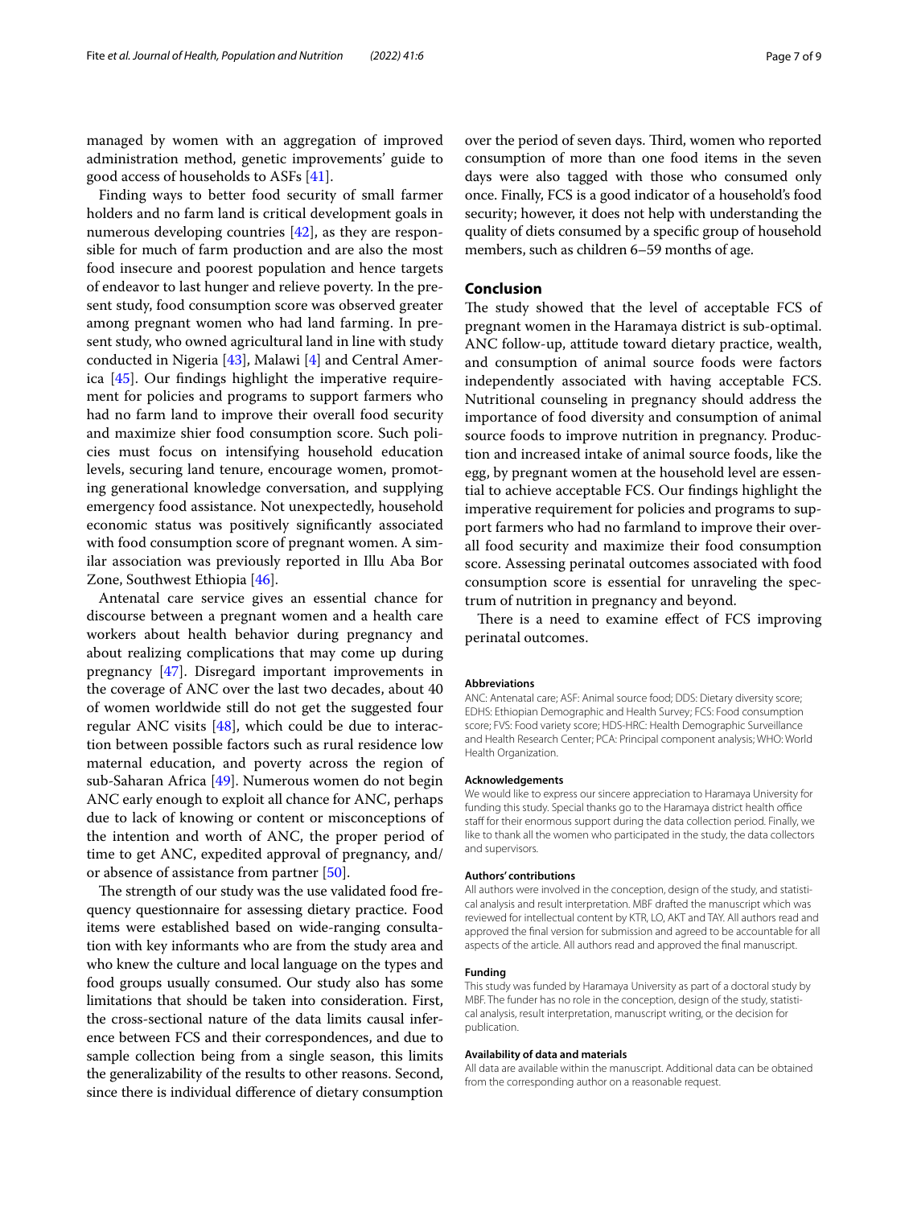managed by women with an aggregation of improved administration method, genetic improvements' guide to good access of households to ASFs [41].

Finding ways to better food security of small farmer holders and no farm land is critical development goals in numerous developing countries [42], as they are responsible for much of farm production and are also the most food insecure and poorest population and hence targets of endeavor to last hunger and relieve poverty. In the present study, food consumption score was observed greater among pregnant women who had land farming. In present study, who owned agricultural land in line with study conducted in Nigeria [43], Malawi [4] and Central America [45]. Our findings highlight the imperative requirement for policies and programs to support farmers who had no farm land to improve their overall food security and maximize shier food consumption score. Such policies must focus on intensifying household education levels, securing land tenure, encourage women, promoting generational knowledge conversation, and supplying emergency food assistance. Not unexpectedly, household economic status was positively significantly associated with food consumption score of pregnant women. A similar association was previously reported in Illu Aba Bor Zone, Southwest Ethiopia [46].

Antenatal care service gives an essential chance for discourse between a pregnant women and a health care workers about health behavior during pregnancy and about realizing complications that may come up during pregnancy [47]. Disregard important improvements in the coverage of ANC over the last two decades, about 40 of women worldwide still do not get the suggested four regular ANC visits [48], which could be due to interaction between possible factors such as rural residence low maternal education, and poverty across the region of sub-Saharan Africa [49]. Numerous women do not begin ANC early enough to exploit all chance for ANC, perhaps due to lack of knowing or content or misconceptions of the intention and worth of ANC, the proper period of time to get ANC, expedited approval of pregnancy, and/or absence of assistance from partner [50].

The strength of our study was the use validated food frequency questionnaire for assessing dietary practice. Food items were established based on wide-ranging consultation with key informants who are from the study area and who knew the culture and local language on the types and food groups usually consumed. Our study also has some limitations that should be taken into consideration. First, the cross-sectional nature of the data limits causal inference between FCS and their correspondences, and due to sample collection being from a single season, this limits the generalizability of the results to other reasons. Second, since there is individual difference of dietary consumption over the period of seven days. Third, women who reported consumption of more than one food items in the seven days were also tagged with those who consumed only once. Finally, FCS is a good indicator of a household's food security; however, it does not help with understanding the quality of diets consumed by a specific group of household members, such as children 6–59 months of age.

## Conclusion

The study showed that the level of acceptable FCS of pregnant women in the Haramaya district is sub-optimal. ANC follow-up, attitude toward dietary practice, wealth, and consumption of animal source foods were factors independently associated with having acceptable FCS. Nutritional counseling in pregnancy should address the importance of food diversity and consumption of animal source foods to improve nutrition in pregnancy. Production and increased intake of animal source foods, like the egg, by pregnant women at the household level are essential to achieve acceptable FCS. Our findings highlight the imperative requirement for policies and programs to support farmers who had no farmland to improve their overall food security and maximize their food consumption score. Assessing perinatal outcomes associated with food consumption score is essential for unraveling the spectrum of nutrition in pregnancy and beyond.

There is a need to examine effect of FCS improving perinatal outcomes.

#### Abbreviations

ANC: Antenatal care; ASF: Animal source food; DDS: Dietary diversity score; EDHS: Ethiopian Demographic and Health Survey; FCS: Food consumption score; FVS: Food variety score; HDS-HRC: Health Demographic Surveillance and Health Research Center; PCA: Principal component analysis; WHO: World Health Organization.

#### Acknowledgements

We would like to express our sincere appreciation to Haramaya University for funding this study. Special thanks go to the Haramaya district health office staff for their enormous support during the data collection period. Finally, we like to thank all the women who participated in the study, the data collectors and supervisors.

#### Authors' contributions

All authors were involved in the conception, design of the study, and statistical analysis and result interpretation. MBF drafted the manuscript which was reviewed for intellectual content by KTR, LO, AKT and TAY. All authors read and approved the final version for submission and agreed to be accountable for all aspects of the article. All authors read and approved the final manuscript.

#### Funding

This study was funded by Haramaya University as part of a doctoral study by MBF. The funder has no role in the conception, design of the study, statistical analysis, result interpretation, manuscript writing, or the decision for publication.

#### Availability of data and materials

All data are available within the manuscript. Additional data can be obtained from the corresponding author on a reasonable request.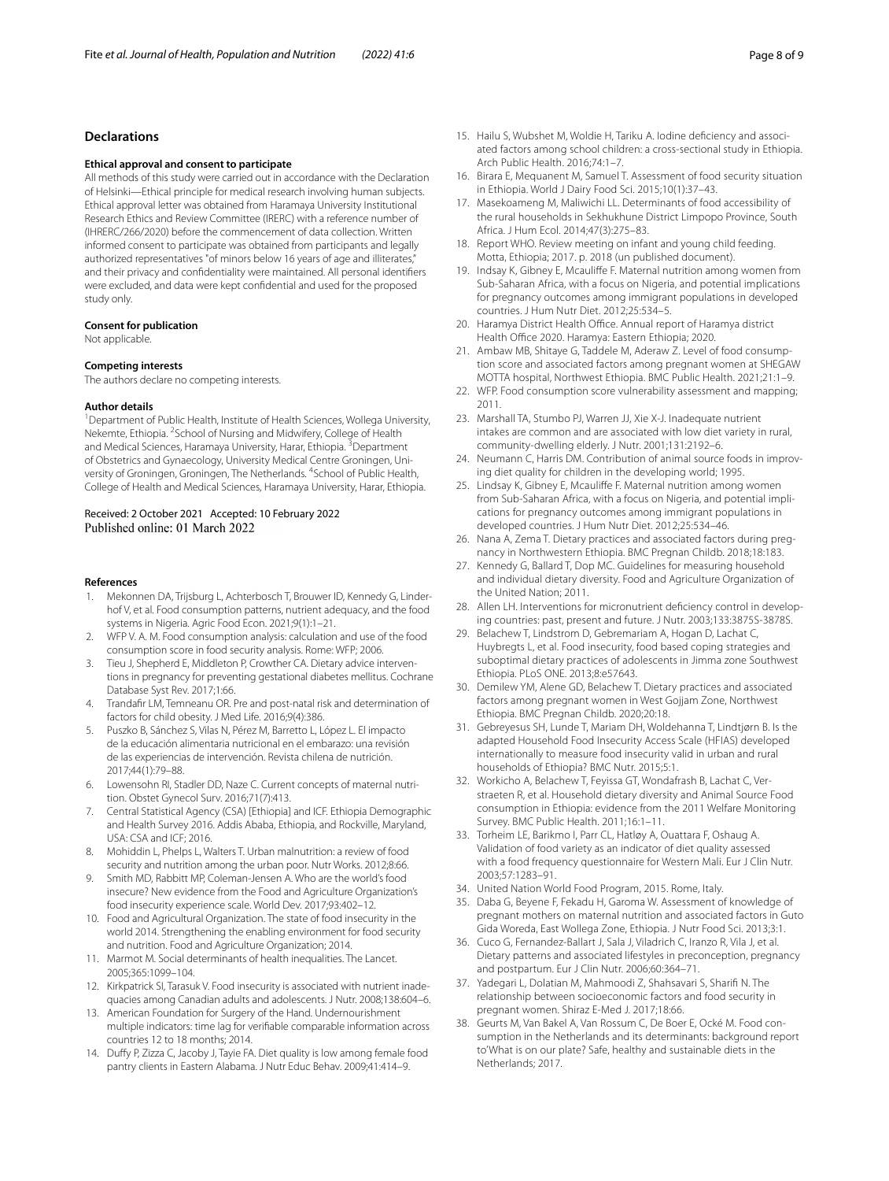## Declarations

### Ethical approval and consent to participate

All methods of this study were carried out in accordance with the Declaration of Helsinki—Ethical principle for medical research involving human subjects. Ethical approval letter was obtained from Haramaya University Institutional Research Ethics and Review Committee (IRERC) with a reference number of (IHRERC/266/2020) before the commencement of data collection. Written informed consent to participate was obtained from participants and legally authorized representatives "of minors below 16 years of age and illiterates," and their privacy and confidentiality were maintained. All personal identifiers were excluded, and data were kept confidential and used for the proposed study only.

### Consent for publication

Not applicable.

### Competing interests

The authors declare no competing interests.

### Author details

[1]Department of Public Health, Institute of Health Sciences, Wollega University, Nekemte, Ethiopia. [2]School of Nursing and Midwifery, College of Health and Medical Sciences, Haramaya University, Harar, Ethiopia. [3]Department of Obstetrics and Gynaecology, University Medical Centre Groningen, University of Groningen, Groningen, The Netherlands. [4]School of Public Health, College of Health and Medical Sciences, Haramaya University, Harar, Ethiopia.

Received: 2 October 2021 Accepted: 10 February 2022
Published online: 01 March 2022

### References

1. Mekonnen DA, Trijsburg L, Achterbosch T, Brouwer ID, Kennedy G, Linderhof V, et al. Food consumption patterns, nutrient adequacy, and the food systems in Nigeria. Agric Food Econ. 2021;9(1):1–21.
2. WFP V. A. M. Food consumption analysis: calculation and use of the food consumption score in food security analysis. Rome: WFP; 2006.
3. Tieu J, Shepherd E, Middleton P, Crowther CA. Dietary advice interventions in pregnancy for preventing gestational diabetes mellitus. Cochrane Database Syst Rev. 2017;1:66.
4. Trandafir LM, Temneanu OR. Pre and post-natal risk and determination of factors for child obesity. J Med Life. 2016;9(4):386.
5. Puszko B, Sánchez S, Vilas N, Pérez M, Barretto L, López L. El impacto de la educación alimentaria nutricional en el embarazo: una revisión de las experiencias de intervención. Revista chilena de nutrición. 2017;44(1):79–88.
6. Lowensohn RI, Stadler DD, Naze C. Current concepts of maternal nutrition. Obstet Gynecol Surv. 2016;71(7):413.
7. Central Statistical Agency (CSA) [Ethiopia] and ICF. Ethiopia Demographic and Health Survey 2016. Addis Ababa, Ethiopia, and Rockville, Maryland, USA: CSA and ICF; 2016.
8. Mohiddin L, Phelps L, Walters T. Urban malnutrition: a review of food security and nutrition among the urban poor. Nutr Works. 2012;8:66.
9. Smith MD, Rabbitt MP, Coleman-Jensen A. Who are the world's food insecure? New evidence from the Food and Agriculture Organization's food insecurity experience scale. World Dev. 2017;93:402–12.
10. Food and Agricultural Organization. The state of food insecurity in the world 2014. Strengthening the enabling environment for food security and nutrition. Food and Agriculture Organization; 2014.
11. Marmot M. Social determinants of health inequalities. The Lancet. 2005;365:1099–104.
12. Kirkpatrick SI, Tarasuk V. Food insecurity is associated with nutrient inadequacies among Canadian adults and adolescents. J Nutr. 2008;138:604–6.
13. American Foundation for Surgery of the Hand. Undernourishment multiple indicators: time lag for verifiable comparable information across countries 12 to 18 months; 2014.
14. Duffy P, Zizza C, Jacoby J, Tayie FA. Diet quality is low among female food pantry clients in Eastern Alabama. J Nutr Educ Behav. 2009;41:414–9.
15. Hailu S, Wubshet M, Woldie H, Tariku A. Iodine deficiency and associated factors among school children: a cross-sectional study in Ethiopia. Arch Public Health. 2016;74:1–7.
16. Birara E, Mequanent M, Samuel T. Assessment of food security situation in Ethiopia. World J Dairy Food Sci. 2015;10(1):37–43.
17. Masekoameng M, Maliwichi LL. Determinants of food accessibility of the rural households in Sekhukhune District Limpopo Province, South Africa. J Hum Ecol. 2014;47(3):275–83.
18. Report WHO. Review meeting on infant and young child feeding. Motta, Ethiopia; 2017. p. 2018 (un published document).
19. Indsay K, Gibney E, Mcauliffe F. Maternal nutrition among women from Sub-Saharan Africa, with a focus on Nigeria, and potential implications for pregnancy outcomes among immigrant populations in developed countries. J Hum Nutr Diet. 2012;25:534–5.
20. Haramya District Health Office. Annual report of Haramya district Health Office 2020. Haramya: Eastern Ethiopia; 2020.
21. Ambaw MB, Shitaye G, Taddele M, Aderaw Z. Level of food consumption score and associated factors among pregnant women at SHEGAW MOTTA hospital, Northwest Ethiopia. BMC Public Health. 2021;21:1–9.
22. WFP. Food consumption score vulnerability assessment and mapping; 2011.
23. Marshall TA, Stumbo PJ, Warren JJ, Xie X-J. Inadequate nutrient intakes are common and are associated with low diet variety in rural, community-dwelling elderly. J Nutr. 2001;131:2192–6.
24. Neumann C, Harris DM. Contribution of animal source foods in improving diet quality for children in the developing world; 1995.
25. Lindsay K, Gibney E, Mcauliffe F. Maternal nutrition among women from Sub-Saharan Africa, with a focus on Nigeria, and potential implications for pregnancy outcomes among immigrant populations in developed countries. J Hum Nutr Diet. 2012;25:534–46.
26. Nana A, Zema T. Dietary practices and associated factors during pregnancy in Northwestern Ethiopia. BMC Pregnan Childb. 2018;18:183.
27. Kennedy G, Ballard T, Dop MC. Guidelines for measuring household and individual dietary diversity. Food and Agriculture Organization of the United Nation; 2011.
28. Allen LH. Interventions for micronutrient deficiency control in developing countries: past, present and future. J Nutr. 2003;133:3875S-3878S.
29. Belachew T, Lindstrom D, Gebremariam A, Hogan D, Lachat C, Huybregts L, et al. Food insecurity, food based coping strategies and suboptimal dietary practices of adolescents in Jimma zone Southwest Ethiopia. PLoS ONE. 2013;8:e57643.
30. Demilew YM, Alene GD, Belachew T. Dietary practices and associated factors among pregnant women in West Gojjam Zone, Northwest Ethiopia. BMC Pregnan Childb. 2020;20:18.
31. Gebreyesus SH, Lunde T, Mariam DH, Woldehanna T, Lindtjørn B. Is the adapted Household Food Insecurity Access Scale (HFIAS) developed internationally to measure food insecurity valid in urban and rural households of Ethiopia? BMC Nutr. 2015;5:1.
32. Workicho A, Belachew T, Feyissa GT, Wondafrash B, Lachat C, Verstraeten R, et al. Household dietary diversity and Animal Source Food consumption in Ethiopia: evidence from the 2011 Welfare Monitoring Survey. BMC Public Health. 2011;16:1–11.
33. Torheim LE, Barikmo I, Parr CL, Hatløy A, Ouattara F, Oshaug A. Validation of food variety as an indicator of diet quality assessed with a food frequency questionnaire for Western Mali. Eur J Clin Nutr. 2003;57:1283–91.
34. United Nation World Food Program, 2015. Rome, Italy.
35. Daba G, Beyene F, Fekadu H, Garoma W. Assessment of knowledge of pregnant mothers on maternal nutrition and associated factors in Guto Gida Woreda, East Wollega Zone, Ethiopia. J Nutr Food Sci. 2013;3:1.
36. Cuco G, Fernandez-Ballart J, Sala J, Viladrich C, Iranzo R, Vila J, et al. Dietary patterns and associated lifestyles in preconception, pregnancy and postpartum. Eur J Clin Nutr. 2006;60:364–71.
37. Yadegari L, Dolatian M, Mahmoodi Z, Shahsavari S, Sharifi N. The relationship between socioeconomic factors and food security in pregnant women. Shiraz E-Med J. 2017;18:66.
38. Geurts M, Van Bakel A, Van Rossum C, De Boer E, Ocké M. Food consumption in the Netherlands and its determinants: background report to'What is on our plate? Safe, healthy and sustainable diets in the Netherlands; 2017.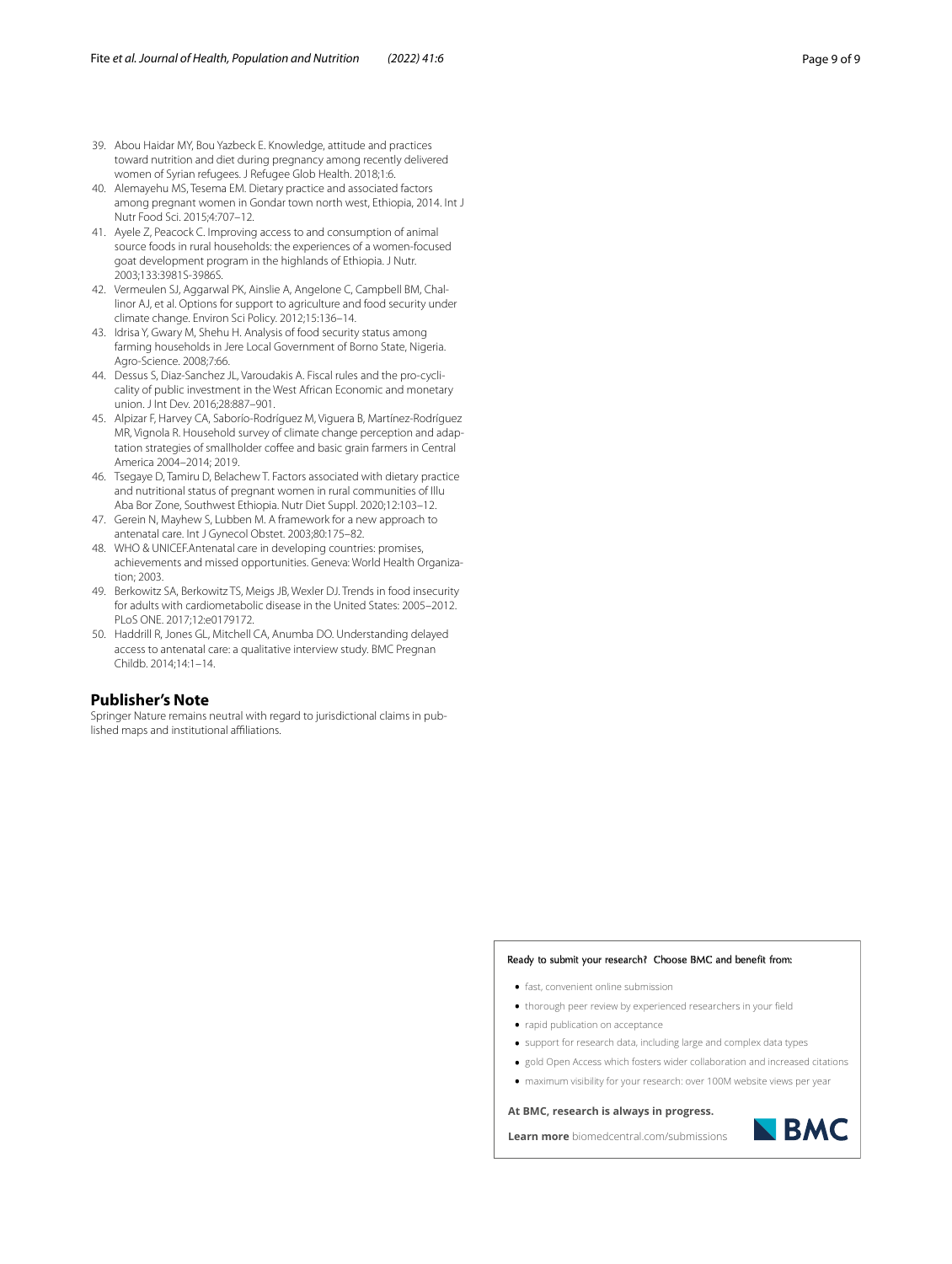39. Abou Haidar MY, Bou Yazbeck E. Knowledge, attitude and practices toward nutrition and diet during pregnancy among recently delivered women of Syrian refugees. J Refugee Glob Health. 2018;1:6.
40. Alemayehu MS, Tesema EM. Dietary practice and associated factors among pregnant women in Gondar town north west, Ethiopia, 2014. Int J Nutr Food Sci. 2015;4:707–12.
41. Ayele Z, Peacock C. Improving access to and consumption of animal source foods in rural households: the experiences of a women-focused goat development program in the highlands of Ethiopia. J Nutr. 2003;133:3981S-3986S.
42. Vermeulen SJ, Aggarwal PK, Ainslie A, Angelone C, Campbell BM, Challinor AJ, et al. Options for support to agriculture and food security under climate change. Environ Sci Policy. 2012;15:136–14.
43. Idrisa Y, Gwary M, Shehu H. Analysis of food security status among farming households in Jere Local Government of Borno State, Nigeria. Agro-Science. 2008;7:66.
44. Dessus S, Diaz-Sanchez JL, Varoudakis A. Fiscal rules and the pro-cyclicality of public investment in the West African Economic and monetary union. J Int Dev. 2016;28:887–901.
45. Alpizar F, Harvey CA, Saborío-Rodríguez M, Viguera B, Martínez-Rodríguez MR, Vignola R. Household survey of climate change perception and adaptation strategies of smallholder coffee and basic grain farmers in Central America 2004–2014; 2019.
46. Tsegaye D, Tamiru D, Belachew T. Factors associated with dietary practice and nutritional status of pregnant women in rural communities of Illu Aba Bor Zone, Southwest Ethiopia. Nutr Diet Suppl. 2020;12:103–12.
47. Gerein N, Mayhew S, Lubben M. A framework for a new approach to antenatal care. Int J Gynecol Obstet. 2003;80:175–82.
48. WHO & UNICEF.Antenatal care in developing countries: promises, achievements and missed opportunities. Geneva: World Health Organization; 2003.
49. Berkowitz SA, Berkowitz TS, Meigs JB, Wexler DJ. Trends in food insecurity for adults with cardiometabolic disease in the United States: 2005–2012. PLoS ONE. 2017;12:e0179172.
50. Haddrill R, Jones GL, Mitchell CA, Anumba DO. Understanding delayed access to antenatal care: a qualitative interview study. BMC Pregnan Childb. 2014;14:1–14.

## Publisher's Note

Springer Nature remains neutral with regard to jurisdictional claims in published maps and institutional affiliations.

Ready to submit your research? Choose BMC and benefit from:

- fast, convenient online submission
- thorough peer review by experienced researchers in your field
- rapid publication on acceptance
- support for research data, including large and complex data types
- gold Open Access which fosters wider collaboration and increased citations
- maximum visibility for your research: over 100M website views per year

**At BMC, research is always in progress.**

**Learn more** biomedcentral.com/submissions

BMC